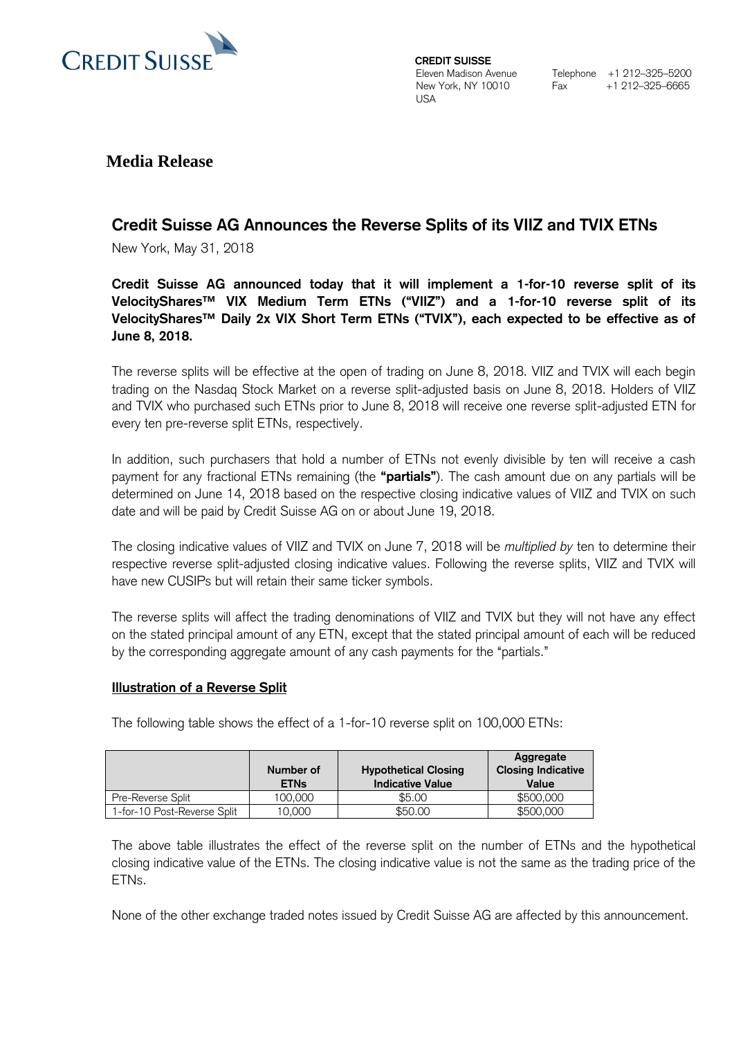CREDIT SUISSE

**CREDIT SUISSE**
Eleven Madison Avenue
New York, NY 10010
USA

Telephone +1 212–325–5200
Fax +1 212–325–6665

# Media Release

## Credit Suisse AG Announces the Reverse Splits of its VIIZ and TVIX ETNs

New York, May 31, 2018

**Credit Suisse AG announced today that it will implement a 1-for-10 reverse split of its VelocityShares™ VIX Medium Term ETNs ("VIIZ") and a 1-for-10 reverse split of its VelocityShares™ Daily 2x VIX Short Term ETNs ("TVIX"), each expected to be effective as of June 8, 2018.**

The reverse splits will be effective at the open of trading on June 8, 2018. VIIZ and TVIX will each begin trading on the Nasdaq Stock Market on a reverse split-adjusted basis on June 8, 2018. Holders of VIIZ and TVIX who purchased such ETNs prior to June 8, 2018 will receive one reverse split-adjusted ETN for every ten pre-reverse split ETNs, respectively.

In addition, such purchasers that hold a number of ETNs not evenly divisible by ten will receive a cash payment for any fractional ETNs remaining (the **"partials"**). The cash amount due on any partials will be determined on June 14, 2018 based on the respective closing indicative values of VIIZ and TVIX on such date and will be paid by Credit Suisse AG on or about June 19, 2018.

The closing indicative values of VIIZ and TVIX on June 7, 2018 will be *multiplied by* ten to determine their respective reverse split-adjusted closing indicative values. Following the reverse splits, VIIZ and TVIX will have new CUSIPs but will retain their same ticker symbols.

The reverse splits will affect the trading denominations of VIIZ and TVIX but they will not have any effect on the stated principal amount of any ETN, except that the stated principal amount of each will be reduced by the corresponding aggregate amount of any cash payments for the "partials."

**Illustration of a Reverse Split**

The following table shows the effect of a 1-for-10 reverse split on 100,000 ETNs:

| | Number of ETNs | Hypothetical Closing Indicative Value | Aggregate Closing Indicative Value |
|---|---|---|---|
| Pre-Reverse Split | 100,000 | $5.00 | $500,000 |
| 1-for-10 Post-Reverse Split | 10,000 | $50.00 | $500,000 |

The above table illustrates the effect of the reverse split on the number of ETNs and the hypothetical closing indicative value of the ETNs. The closing indicative value is not the same as the trading price of the ETNs.

None of the other exchange traded notes issued by Credit Suisse AG are affected by this announcement.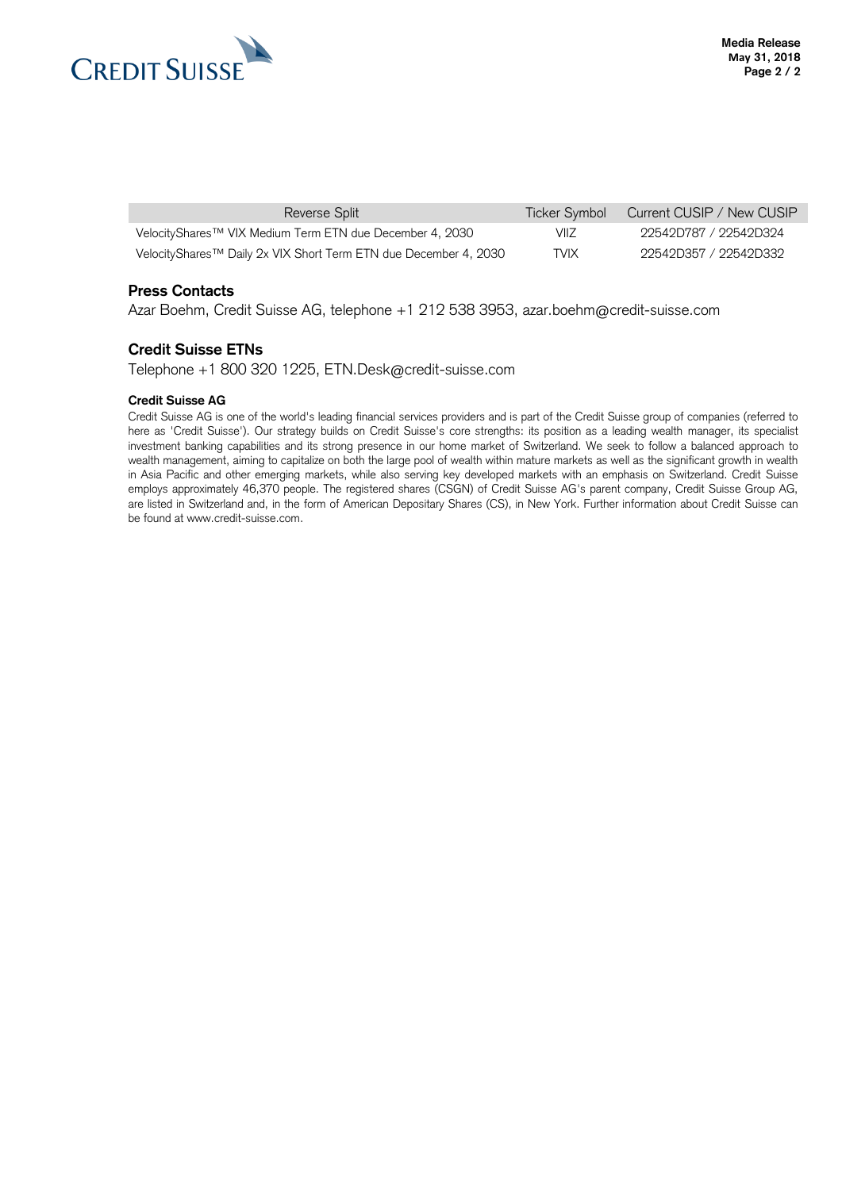| Reverse Split | Ticker Symbol | Current CUSIP / New CUSIP |
| --- | --- | --- |
| VelocityShares™ VIX Medium Term ETN due December 4, 2030 | VIIZ | 22542D787 / 22542D324 |
| VelocityShares™ Daily 2x VIX Short Term ETN due December 4, 2030 | TVIX | 22542D357 / 22542D332 |

## Press Contacts

Azar Boehm, Credit Suisse AG, telephone +1 212 538 3953, azar.boehm@credit-suisse.com

## Credit Suisse ETNs

Telephone +1 800 320 1225, ETN.Desk@credit-suisse.com

### Credit Suisse AG

Credit Suisse AG is one of the world's leading financial services providers and is part of the Credit Suisse group of companies (referred to here as 'Credit Suisse'). Our strategy builds on Credit Suisse's core strengths: its position as a leading wealth manager, its specialist investment banking capabilities and its strong presence in our home market of Switzerland. We seek to follow a balanced approach to wealth management, aiming to capitalize on both the large pool of wealth within mature markets as well as the significant growth in wealth in Asia Pacific and other emerging markets, while also serving key developed markets with an emphasis on Switzerland. Credit Suisse employs approximately 46,370 people. The registered shares (CSGN) of Credit Suisse AG's parent company, Credit Suisse Group AG, are listed in Switzerland and, in the form of American Depositary Shares (CS), in New York. Further information about Credit Suisse can be found at www.credit-suisse.com.